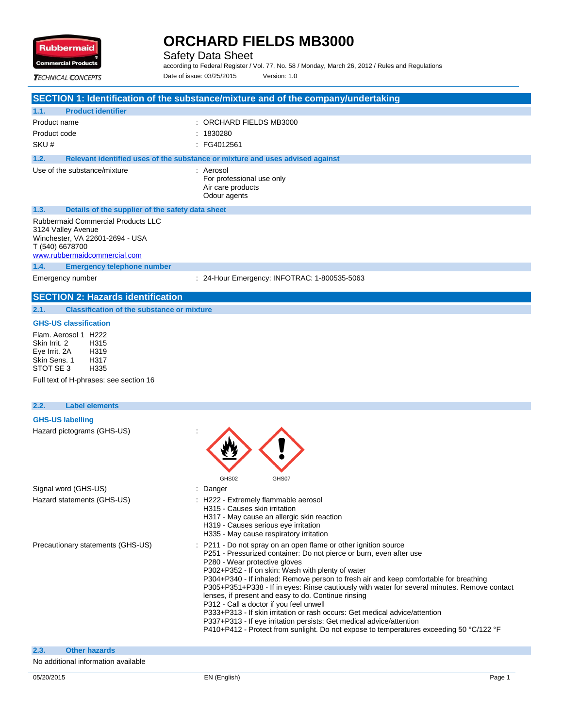# ORCHARD FIELDS MB3000

Safety Data Sheet

according to Federal Register / Vol. 77, No. 58 / Monday, March 26, 2012 / Rules and Regulations

Date of issue: 03/25/2015 Version: 1.0

## SECTION 1: Identification of the substance/mixture and of the company/undertaking

### 1.1. Product identifier

| | |
|---|---|
| Product name | : ORCHARD FIELDS MB3000 |
| Product code | : 1830280 |
| SKU # | : FG4012561 |

### 1.2. Relevant identified uses of the substance or mixture and uses advised against

Use of the substance/mixture : Aerosol
For professional use only
Air care products
Odour agents

### 1.3. Details of the supplier of the safety data sheet

Rubbermaid Commercial Products LLC
3124 Valley Avenue
Winchester, VA 22601-2694 - USA
T (540) 6678700
www.rubbermaidcommercial.com

### 1.4. Emergency telephone number

Emergency number : 24-Hour Emergency: INFOTRAC: 1-800535-5063

## SECTION 2: Hazards identification

### 2.1. Classification of the substance or mixture

**GHS-US classification**

| | |
|---|---|
| Flam. Aerosol 1 | H222 |
| Skin Irrit. 2 | H315 |
| Eye Irrit. 2A | H319 |
| Skin Sens. 1 | H317 |
| STOT SE 3 | H335 |

Full text of H-phrases: see section 16

### 2.2. Label elements

**GHS-US labelling**

Hazard pictograms (GHS-US) :

GHS02 GHS07

Signal word (GHS-US) : Danger

Hazard statements (GHS-US) :
- H222 - Extremely flammable aerosol
- H315 - Causes skin irritation
- H317 - May cause an allergic skin reaction
- H319 - Causes serious eye irritation
- H335 - May cause respiratory irritation

Precautionary statements (GHS-US) :
- P211 - Do not spray on an open flame or other ignition source
- P251 - Pressurized container: Do not pierce or burn, even after use
- P280 - Wear protective gloves
- P302+P352 - If on skin: Wash with plenty of water
- P304+P340 - If inhaled: Remove person to fresh air and keep comfortable for breathing
- P305+P351+P338 - If in eyes: Rinse cautiously with water for several minutes. Remove contact lenses, if present and easy to do. Continue rinsing
- P312 - Call a doctor if you feel unwell
- P333+P313 - If skin irritation or rash occurs: Get medical advice/attention
- P337+P313 - If eye irritation persists: Get medical advice/attention
- P410+P412 - Protect from sunlight. Do not expose to temperatures exceeding 50 °C/122 °F

### 2.3. Other hazards

No additional information available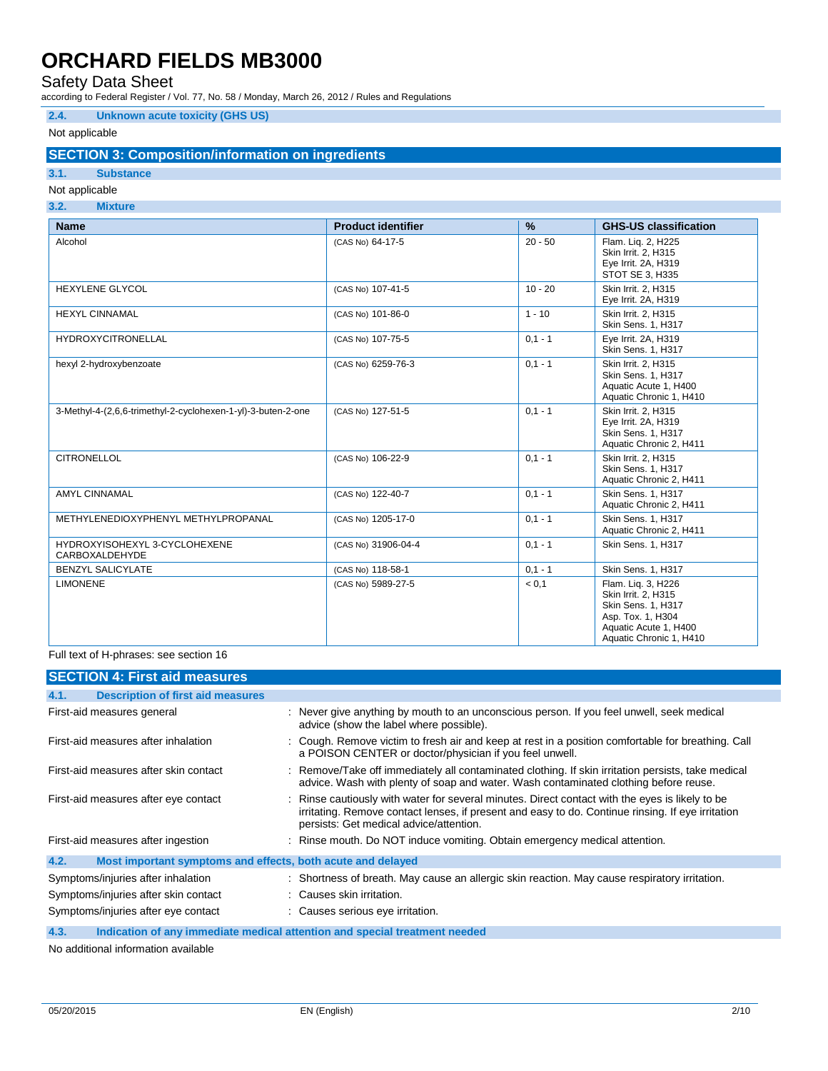#### 2.4. Unknown acute toxicity (GHS US)

Not applicable

## SECTION 3: Composition/information on ingredients

### 3.1. Substance

Not applicable

### 3.2. Mixture

| Name | Product identifier | % | GHS-US classification |
|---|---|---|---|
| Alcohol | (CAS No) 64-17-5 | 20 - 50 | Flam. Liq. 2, H225<br>Skin Irrit. 2, H315<br>Eye Irrit. 2A, H319<br>STOT SE 3, H335 |
| HEXYLENE GLYCOL | (CAS No) 107-41-5 | 10 - 20 | Skin Irrit. 2, H315<br>Eye Irrit. 2A, H319 |
| HEXYL CINNAMAL | (CAS No) 101-86-0 | 1 - 10 | Skin Irrit. 2, H315<br>Skin Sens. 1, H317 |
| HYDROXYCITRONELLAL | (CAS No) 107-75-5 | 0,1 - 1 | Eye Irrit. 2A, H319<br>Skin Sens. 1, H317 |
| hexyl 2-hydroxybenzoate | (CAS No) 6259-76-3 | 0,1 - 1 | Skin Irrit. 2, H315<br>Skin Sens. 1, H317<br>Aquatic Acute 1, H400<br>Aquatic Chronic 1, H410 |
| 3-Methyl-4-(2,6,6-trimethyl-2-cyclohexen-1-yl)-3-buten-2-one | (CAS No) 127-51-5 | 0,1 - 1 | Skin Irrit. 2, H315<br>Eye Irrit. 2A, H319<br>Skin Sens. 1, H317<br>Aquatic Chronic 2, H411 |
| CITRONELLOL | (CAS No) 106-22-9 | 0,1 - 1 | Skin Irrit. 2, H315<br>Skin Sens. 1, H317<br>Aquatic Chronic 2, H411 |
| AMYL CINNAMAL | (CAS No) 122-40-7 | 0,1 - 1 | Skin Sens. 1, H317<br>Aquatic Chronic 2, H411 |
| METHYLENEDIOXYPHENYL METHYLPROPANAL | (CAS No) 1205-17-0 | 0,1 - 1 | Skin Sens. 1, H317<br>Aquatic Chronic 2, H411 |
| HYDROXYISOHEXYL 3-CYCLOHEXENE CARBOXALDEHYDE | (CAS No) 31906-04-4 | 0,1 - 1 | Skin Sens. 1, H317 |
| BENZYL SALICYLATE | (CAS No) 118-58-1 | 0,1 - 1 | Skin Sens. 1, H317 |
| LIMONENE | (CAS No) 5989-27-5 | < 0,1 | Flam. Liq. 3, H226<br>Skin Irrit. 2, H315<br>Skin Sens. 1, H317<br>Asp. Tox. 1, H304<br>Aquatic Acute 1, H400<br>Aquatic Chronic 1, H410 |

Full text of H-phrases: see section 16

## SECTION 4: First aid measures

### 4.1. Description of first aid measures

First-aid measures general : Never give anything by mouth to an unconscious person. If you feel unwell, seek medical advice (show the label where possible).

First-aid measures after inhalation : Cough. Remove victim to fresh air and keep at rest in a position comfortable for breathing. Call a POISON CENTER or doctor/physician if you feel unwell.

First-aid measures after skin contact : Remove/Take off immediately all contaminated clothing. If skin irritation persists, take medical advice. Wash with plenty of soap and water. Wash contaminated clothing before reuse.

First-aid measures after eye contact : Rinse cautiously with water for several minutes. Direct contact with the eyes is likely to be irritating. Remove contact lenses, if present and easy to do. Continue rinsing. If eye irritation persists: Get medical advice/attention.

First-aid measures after ingestion : Rinse mouth. Do NOT induce vomiting. Obtain emergency medical attention.

### 4.2. Most important symptoms and effects, both acute and delayed

Symptoms/injuries after inhalation : Shortness of breath. May cause an allergic skin reaction. May cause respiratory irritation.

Symptoms/injuries after skin contact : Causes skin irritation.

Symptoms/injuries after eye contact : Causes serious eye irritation.

### 4.3. Indication of any immediate medical attention and special treatment needed

No additional information available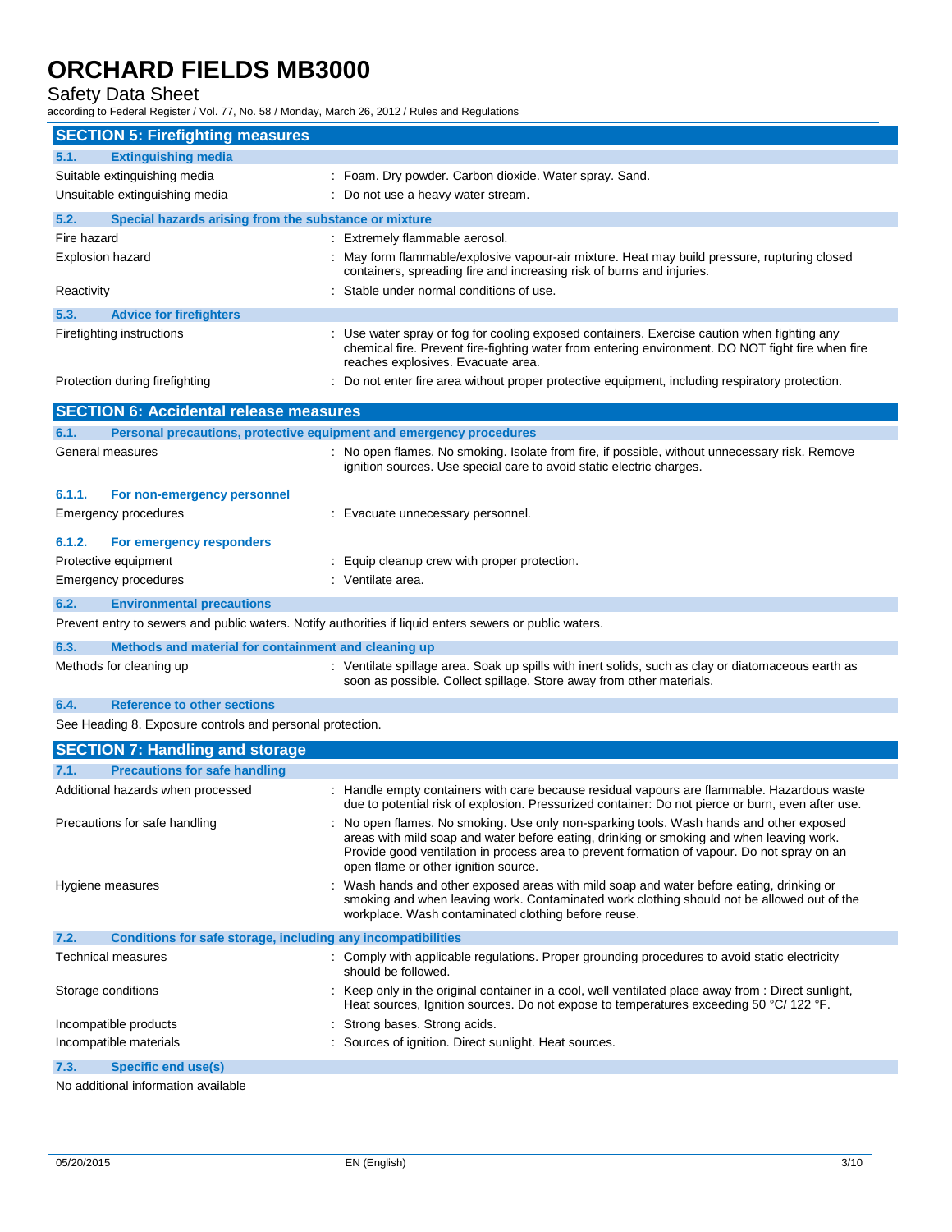## SECTION 5: Firefighting measures

### 5.1. Extinguishing media

| | |
|---|---|
| Suitable extinguishing media | : Foam. Dry powder. Carbon dioxide. Water spray. Sand. |
| Unsuitable extinguishing media | : Do not use a heavy water stream. |

### 5.2. Special hazards arising from the substance or mixture

| | |
|---|---|
| Fire hazard | : Extremely flammable aerosol. |
| Explosion hazard | : May form flammable/explosive vapour-air mixture. Heat may build pressure, rupturing closed containers, spreading fire and increasing risk of burns and injuries. |
| Reactivity | : Stable under normal conditions of use. |

### 5.3. Advice for firefighters

| | |
|---|---|
| Firefighting instructions | : Use water spray or fog for cooling exposed containers. Exercise caution when fighting any chemical fire. Prevent fire-fighting water from entering environment. DO NOT fight fire when fire reaches explosives. Evacuate area. |
| Protection during firefighting | : Do not enter fire area without proper protective equipment, including respiratory protection. |

## SECTION 6: Accidental release measures

### 6.1. Personal precautions, protective equipment and emergency procedures

| | |
|---|---|
| General measures | : No open flames. No smoking. Isolate from fire, if possible, without unnecessary risk. Remove ignition sources. Use special care to avoid static electric charges. |

#### 6.1.1. For non-emergency personnel

| | |
|---|---|
| Emergency procedures | : Evacuate unnecessary personnel. |

#### 6.1.2. For emergency responders

| | |
|---|---|
| Protective equipment | : Equip cleanup crew with proper protection. |
| Emergency procedures | : Ventilate area. |

### 6.2. Environmental precautions

Prevent entry to sewers and public waters. Notify authorities if liquid enters sewers or public waters.

### 6.3. Methods and material for containment and cleaning up

| | |
|---|---|
| Methods for cleaning up | : Ventilate spillage area. Soak up spills with inert solids, such as clay or diatomaceous earth as soon as possible. Collect spillage. Store away from other materials. |

### 6.4. Reference to other sections

See Heading 8. Exposure controls and personal protection.

## SECTION 7: Handling and storage

### 7.1. Precautions for safe handling

| | |
|---|---|
| Additional hazards when processed | : Handle empty containers with care because residual vapours are flammable. Hazardous waste due to potential risk of explosion. Pressurized container: Do not pierce or burn, even after use. |
| Precautions for safe handling | : No open flames. No smoking. Use only non-sparking tools. Wash hands and other exposed areas with mild soap and water before eating, drinking or smoking and when leaving work. Provide good ventilation in process area to prevent formation of vapour. Do not spray on an open flame or other ignition source. |
| Hygiene measures | : Wash hands and other exposed areas with mild soap and water before eating, drinking or smoking and when leaving work. Contaminated work clothing should not be allowed out of the workplace. Wash contaminated clothing before reuse. |

### 7.2. Conditions for safe storage, including any incompatibilities

| | |
|---|---|
| Technical measures | : Comply with applicable regulations. Proper grounding procedures to avoid static electricity should be followed. |
| Storage conditions | : Keep only in the original container in a cool, well ventilated place away from : Direct sunlight, Heat sources, Ignition sources. Do not expose to temperatures exceeding 50 °C/ 122 °F. |
| Incompatible products | : Strong bases. Strong acids. |
| Incompatible materials | : Sources of ignition. Direct sunlight. Heat sources. |

### 7.3. Specific end use(s)

No additional information available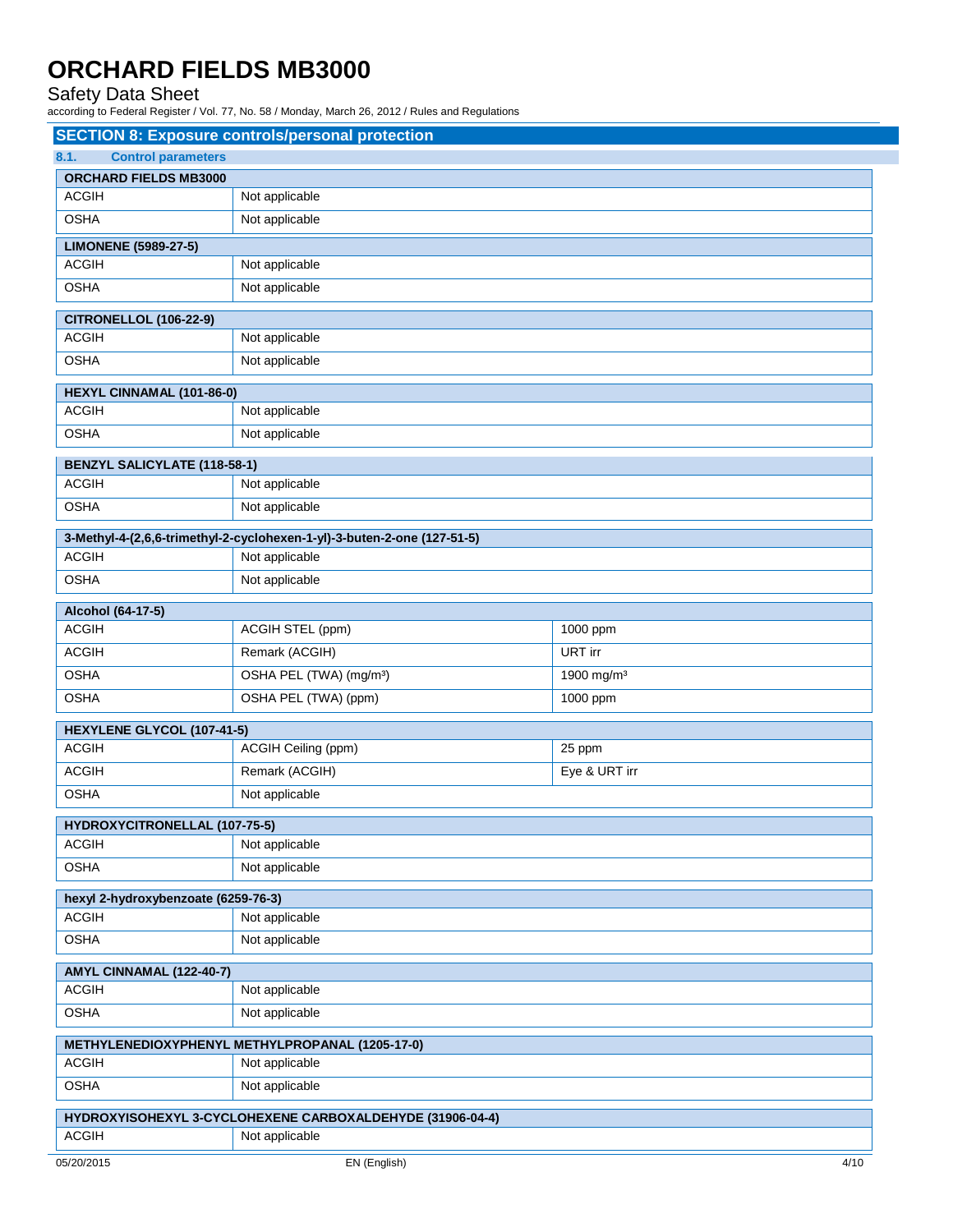## SECTION 8: Exposure controls/personal protection

### 8.1. Control parameters

| ORCHARD FIELDS MB3000 | | |
|---|---|---|
| ACGIH | Not applicable | |
| OSHA | Not applicable | |

| LIMONENE (5989-27-5) | | |
|---|---|---|
| ACGIH | Not applicable | |
| OSHA | Not applicable | |

| CITRONELLOL (106-22-9) | | |
|---|---|---|
| ACGIH | Not applicable | |
| OSHA | Not applicable | |

| HEXYL CINNAMAL (101-86-0) | | |
|---|---|---|
| ACGIH | Not applicable | |
| OSHA | Not applicable | |

| BENZYL SALICYLATE (118-58-1) | | |
|---|---|---|
| ACGIH | Not applicable | |
| OSHA | Not applicable | |

| 3-Methyl-4-(2,6,6-trimethyl-2-cyclohexen-1-yl)-3-buten-2-one (127-51-5) | | |
|---|---|---|
| ACGIH | Not applicable | |
| OSHA | Not applicable | |

| Alcohol (64-17-5) | | |
|---|---|---|
| ACGIH | ACGIH STEL (ppm) | 1000 ppm |
| ACGIH | Remark (ACGIH) | URT irr |
| OSHA | OSHA PEL (TWA) (mg/m³) | 1900 mg/m³ |
| OSHA | OSHA PEL (TWA) (ppm) | 1000 ppm |

| HEXYLENE GLYCOL (107-41-5) | | |
|---|---|---|
| ACGIH | ACGIH Ceiling (ppm) | 25 ppm |
| ACGIH | Remark (ACGIH) | Eye & URT irr |
| OSHA | Not applicable | |

| HYDROXYCITRONELLAL (107-75-5) | | |
|---|---|---|
| ACGIH | Not applicable | |
| OSHA | Not applicable | |

| hexyl 2-hydroxybenzoate (6259-76-3) | | |
|---|---|---|
| ACGIH | Not applicable | |
| OSHA | Not applicable | |

| AMYL CINNAMAL (122-40-7) | | |
|---|---|---|
| ACGIH | Not applicable | |
| OSHA | Not applicable | |

| METHYLENEDIOXYPHENYL METHYLPROPANAL (1205-17-0) | | |
|---|---|---|
| ACGIH | Not applicable | |
| OSHA | Not applicable | |

| HYDROXYISOHEXYL 3-CYCLOHEXENE CARBOXALDEHYDE (31906-04-4) | | |
|---|---|---|
| ACGIH | Not applicable | |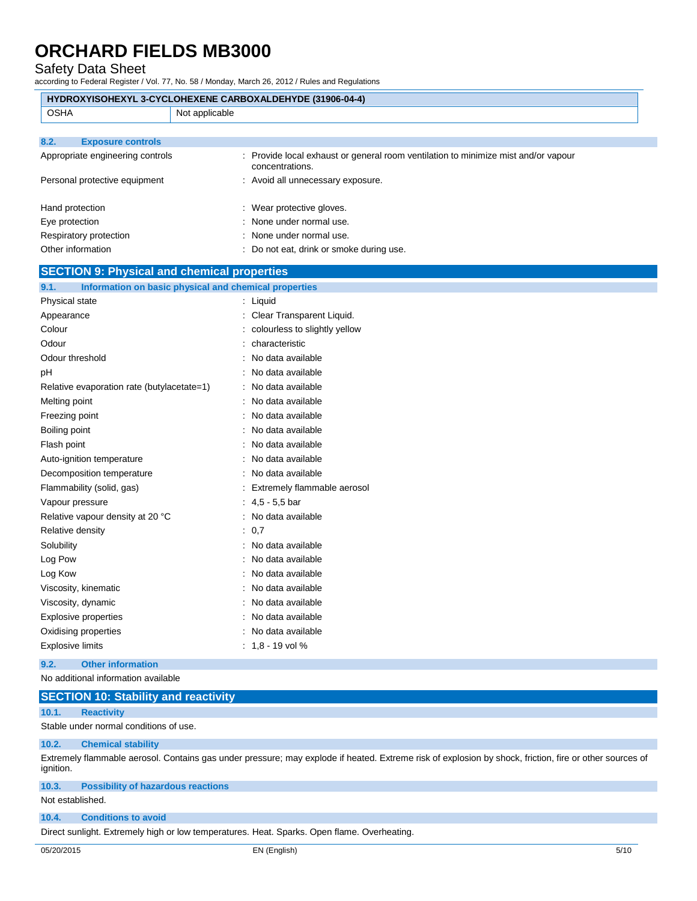| HYDROXYISOHEXYL 3-CYCLOHEXENE CARBOXALDEHYDE (31906-04-4) | |
|---|---|
| OSHA | Not applicable |

### 8.2. Exposure controls

Appropriate engineering controls : Provide local exhaust or general room ventilation to minimize mist and/or vapour concentrations.

Personal protective equipment : Avoid all unnecessary exposure.

Hand protection : Wear protective gloves.

Eye protection : None under normal use.

Respiratory protection : None under normal use.

Other information : Do not eat, drink or smoke during use.

## SECTION 9: Physical and chemical properties

### 9.1. Information on basic physical and chemical properties

| | |
|---|---|
| Physical state | : Liquid |
| Appearance | : Clear Transparent Liquid. |
| Colour | : colourless to slightly yellow |
| Odour | : characteristic |
| Odour threshold | : No data available |
| pH | : No data available |
| Relative evaporation rate (butylacetate=1) | : No data available |
| Melting point | : No data available |
| Freezing point | : No data available |
| Boiling point | : No data available |
| Flash point | : No data available |
| Auto-ignition temperature | : No data available |
| Decomposition temperature | : No data available |
| Flammability (solid, gas) | : Extremely flammable aerosol |
| Vapour pressure | : 4,5 - 5,5 bar |
| Relative vapour density at 20 °C | : No data available |
| Relative density | : 0,7 |
| Solubility | : No data available |
| Log Pow | : No data available |
| Log Kow | : No data available |
| Viscosity, kinematic | : No data available |
| Viscosity, dynamic | : No data available |
| Explosive properties | : No data available |
| Oxidising properties | : No data available |
| Explosive limits | : 1,8 - 19 vol % |

### 9.2. Other information

No additional information available

## SECTION 10: Stability and reactivity

### 10.1. Reactivity

Stable under normal conditions of use.

### 10.2. Chemical stability

Extremely flammable aerosol. Contains gas under pressure; may explode if heated. Extreme risk of explosion by shock, friction, fire or other sources of ignition.

### 10.3. Possibility of hazardous reactions

Not established.

### 10.4. Conditions to avoid

Direct sunlight. Extremely high or low temperatures. Heat. Sparks. Open flame. Overheating.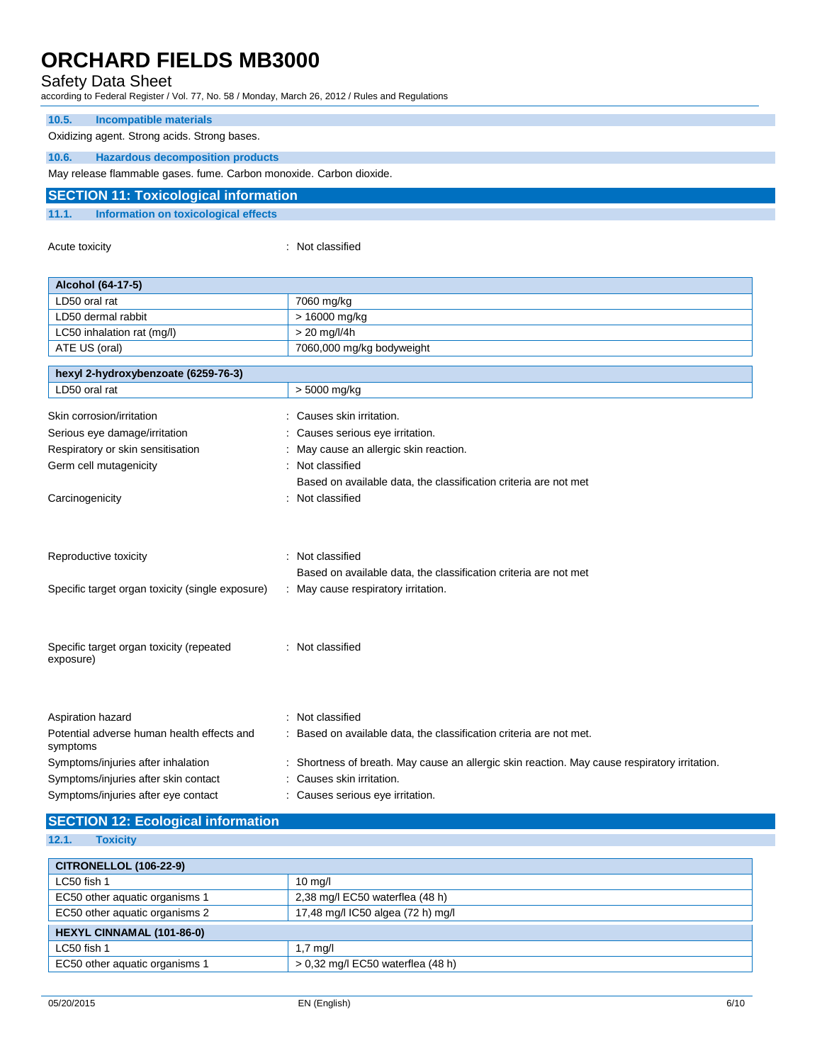### 10.5. Incompatible materials

Oxidizing agent. Strong acids. Strong bases.

### 10.6. Hazardous decomposition products

May release flammable gases. fume. Carbon monoxide. Carbon dioxide.

## SECTION 11: Toxicological information

### 11.1. Information on toxicological effects

Acute toxicity : Not classified

| Alcohol (64-17-5) | |
|---|---|
| LD50 oral rat | 7060 mg/kg |
| LD50 dermal rabbit | > 16000 mg/kg |
| LC50 inhalation rat (mg/l) | > 20 mg/l/4h |
| ATE US (oral) | 7060,000 mg/kg bodyweight |

| hexyl 2-hydroxybenzoate (6259-76-3) | |
|---|---|
| LD50 oral rat | > 5000 mg/kg |

Skin corrosion/irritation : Causes skin irritation.

Serious eye damage/irritation : Causes serious eye irritation.

Respiratory or skin sensitisation : May cause an allergic skin reaction.

Germ cell mutagenicity : Not classified
Based on available data, the classification criteria are not met

Carcinogenicity : Not classified

Reproductive toxicity : Not classified
Based on available data, the classification criteria are not met

Specific target organ toxicity (single exposure) : May cause respiratory irritation.

Specific target organ toxicity (repeated exposure) : Not classified

Aspiration hazard : Not classified

Potential adverse human health effects and symptoms : Based on available data, the classification criteria are not met.

Symptoms/injuries after inhalation : Shortness of breath. May cause an allergic skin reaction. May cause respiratory irritation.

Symptoms/injuries after skin contact : Causes skin irritation.

Symptoms/injuries after eye contact : Causes serious eye irritation.

## SECTION 12: Ecological information

### 12.1. Toxicity

| CITRONELLOL (106-22-9) | |
|---|---|
| LC50 fish 1 | 10 mg/l |
| EC50 other aquatic organisms 1 | 2,38 mg/l EC50 waterflea (48 h) |
| EC50 other aquatic organisms 2 | 17,48 mg/l IC50 algea (72 h) mg/l |
| **HEXYL CINNAMAL (101-86-0)** | |
| LC50 fish 1 | 1,7 mg/l |
| EC50 other aquatic organisms 1 | > 0,32 mg/l EC50 waterflea (48 h) |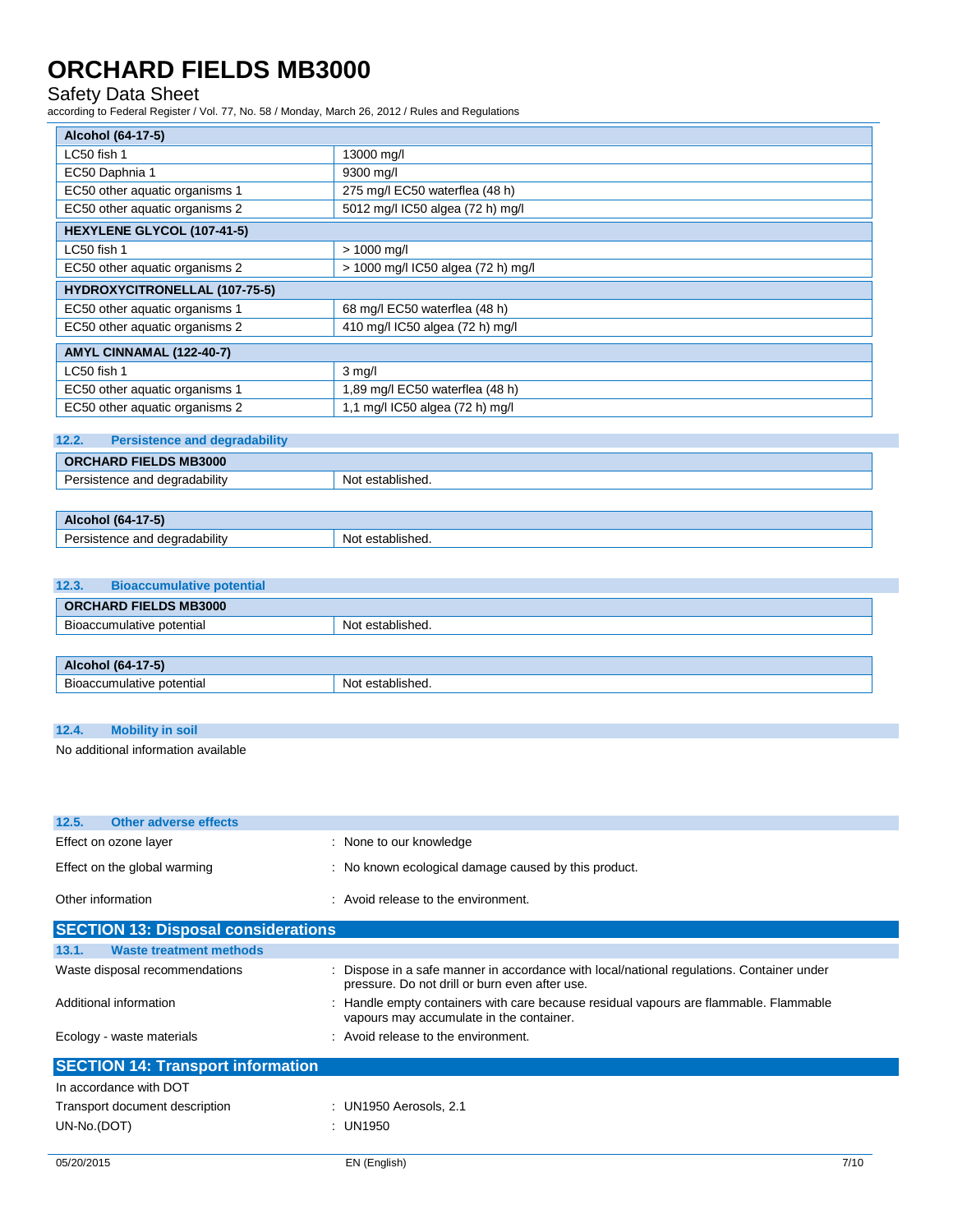| Alcohol (64-17-5) | |
|---|---|
| LC50 fish 1 | 13000 mg/l |
| EC50 Daphnia 1 | 9300 mg/l |
| EC50 other aquatic organisms 1 | 275 mg/l EC50 waterflea (48 h) |
| EC50 other aquatic organisms 2 | 5012 mg/l IC50 algea (72 h) mg/l |
| **HEXYLENE GLYCOL (107-41-5)** | |
| LC50 fish 1 | > 1000 mg/l |
| EC50 other aquatic organisms 2 | > 1000 mg/l IC50 algea (72 h) mg/l |
| **HYDROXYCITRONELLAL (107-75-5)** | |
| EC50 other aquatic organisms 1 | 68 mg/l EC50 waterflea (48 h) |
| EC50 other aquatic organisms 2 | 410 mg/l IC50 algea (72 h) mg/l |
| **AMYL CINNAMAL (122-40-7)** | |
| LC50 fish 1 | 3 mg/l |
| EC50 other aquatic organisms 1 | 1,89 mg/l EC50 waterflea (48 h) |
| EC50 other aquatic organisms 2 | 1,1 mg/l IC50 algea (72 h) mg/l |

### 12.2. Persistence and degradability

| ORCHARD FIELDS MB3000 | |
|---|---|
| Persistence and degradability | Not established. |

| Alcohol (64-17-5) | |
|---|---|
| Persistence and degradability | Not established. |

### 12.3. Bioaccumulative potential

| ORCHARD FIELDS MB3000 | |
|---|---|
| Bioaccumulative potential | Not established. |

| Alcohol (64-17-5) | |
|---|---|
| Bioaccumulative potential | Not established. |

### 12.4. Mobility in soil

No additional information available

### 12.5. Other adverse effects

Effect on ozone layer : None to our knowledge

Effect on the global warming : No known ecological damage caused by this product.

Other information : Avoid release to the environment.

## SECTION 13: Disposal considerations

### 13.1. Waste treatment methods

Waste disposal recommendations : Dispose in a safe manner in accordance with local/national regulations. Container under pressure. Do not drill or burn even after use.

Additional information : Handle empty containers with care because residual vapours are flammable. Flammable vapours may accumulate in the container.

Ecology - waste materials : Avoid release to the environment.

## SECTION 14: Transport information

In accordance with DOT

Transport document description : UN1950 Aerosols, 2.1

UN-No.(DOT) : UN1950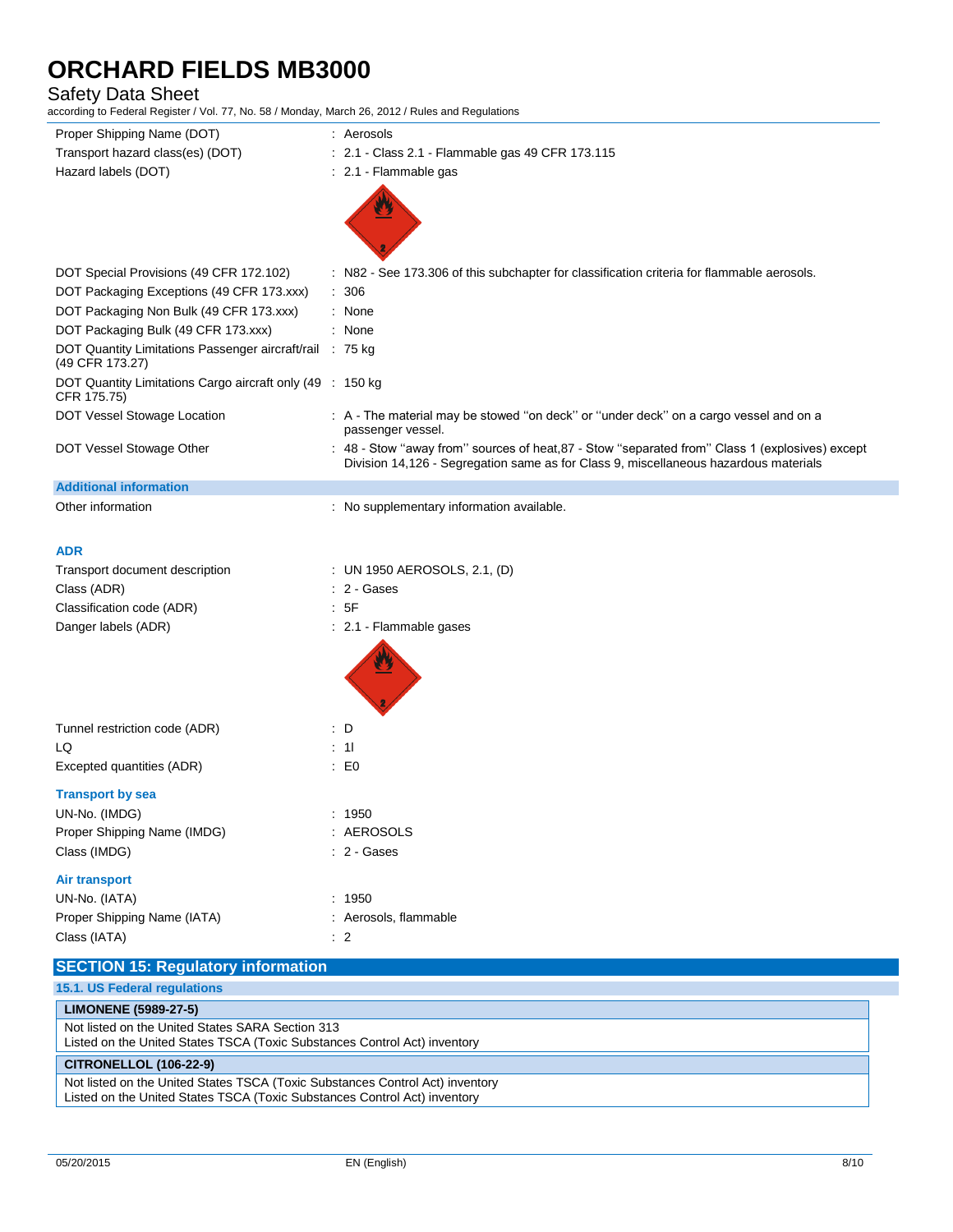| | |
|---|---|
| Proper Shipping Name (DOT) | : Aerosols |
| Transport hazard class(es) (DOT) | : 2.1 - Class 2.1 - Flammable gas 49 CFR 173.115 |
| Hazard labels (DOT) | : 2.1 - Flammable gas |
| DOT Special Provisions (49 CFR 172.102) | : N82 - See 173.306 of this subchapter for classification criteria for flammable aerosols. |
| DOT Packaging Exceptions (49 CFR 173.xxx) | : 306 |
| DOT Packaging Non Bulk (49 CFR 173.xxx) | : None |
| DOT Packaging Bulk (49 CFR 173.xxx) | : None |
| DOT Quantity Limitations Passenger aircraft/rail (49 CFR 173.27) | : 75 kg |
| DOT Quantity Limitations Cargo aircraft only (49 CFR 175.75) | : 150 kg |
| DOT Vessel Stowage Location | : A - The material may be stowed "on deck" or "under deck" on a cargo vessel and on a passenger vessel. |
| DOT Vessel Stowage Other | : 48 - Stow "away from" sources of heat,87 - Stow "separated from" Class 1 (explosives) except Division 14,126 - Segregation same as for Class 9, miscellaneous hazardous materials |

**Additional information**

| | |
|---|---|
| Other information | : No supplementary information available. |

**ADR**

| | |
|---|---|
| Transport document description | : UN 1950 AEROSOLS, 2.1, (D) |
| Class (ADR) | : 2 - Gases |
| Classification code (ADR) | : 5F |
| Danger labels (ADR) | : 2.1 - Flammable gases |
| Tunnel restriction code (ADR) | : D |
| LQ | : 1l |
| Excepted quantities (ADR) | : E0 |

**Transport by sea**

| | |
|---|---|
| UN-No. (IMDG) | : 1950 |
| Proper Shipping Name (IMDG) | : AEROSOLS |
| Class (IMDG) | : 2 - Gases |

**Air transport**

| | |
|---|---|
| UN-No. (IATA) | : 1950 |
| Proper Shipping Name (IATA) | : Aerosols, flammable |
| Class (IATA) | : 2 |

## SECTION 15: Regulatory information

### 15.1. US Federal regulations

| LIMONENE (5989-27-5) |
|---|
| Not listed on the United States SARA Section 313<br>Listed on the United States TSCA (Toxic Substances Control Act) inventory |

| CITRONELLOL (106-22-9) |
|---|
| Not listed on the United States TSCA (Toxic Substances Control Act) inventory<br>Listed on the United States TSCA (Toxic Substances Control Act) inventory |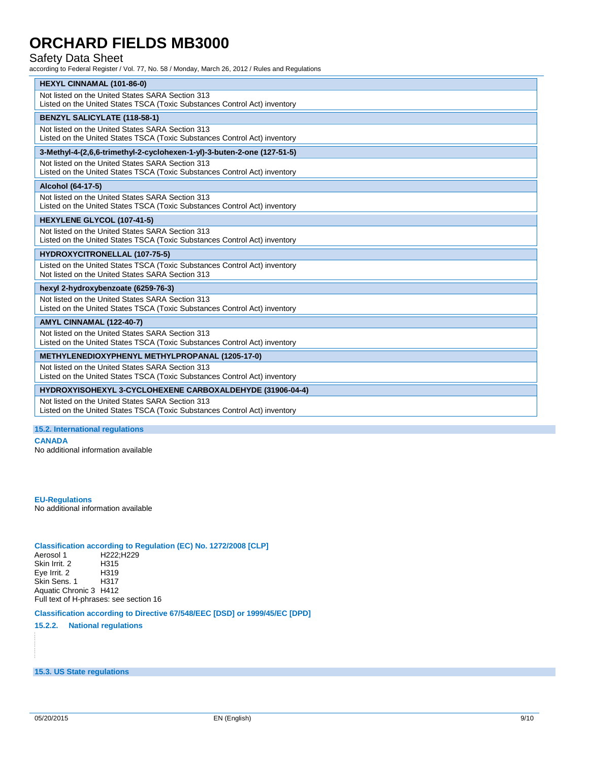| HEXYL CINNAMAL (101-86-0) |
|---|
| Not listed on the United States SARA Section 313<br>Listed on the United States TSCA (Toxic Substances Control Act) inventory |

| BENZYL SALICYLATE (118-58-1) |
|---|
| Not listed on the United States SARA Section 313<br>Listed on the United States TSCA (Toxic Substances Control Act) inventory |

| 3-Methyl-4-(2,6,6-trimethyl-2-cyclohexen-1-yl)-3-buten-2-one (127-51-5) |
|---|
| Not listed on the United States SARA Section 313<br>Listed on the United States TSCA (Toxic Substances Control Act) inventory |

| Alcohol (64-17-5) |
|---|
| Not listed on the United States SARA Section 313<br>Listed on the United States TSCA (Toxic Substances Control Act) inventory |

| HEXYLENE GLYCOL (107-41-5) |
|---|
| Not listed on the United States SARA Section 313<br>Listed on the United States TSCA (Toxic Substances Control Act) inventory |

| HYDROXYCITRONELLAL (107-75-5) |
|---|
| Listed on the United States TSCA (Toxic Substances Control Act) inventory<br>Not listed on the United States SARA Section 313 |

| hexyl 2-hydroxybenzoate (6259-76-3) |
|---|
| Not listed on the United States SARA Section 313<br>Listed on the United States TSCA (Toxic Substances Control Act) inventory |

| AMYL CINNAMAL (122-40-7) |
|---|
| Not listed on the United States SARA Section 313<br>Listed on the United States TSCA (Toxic Substances Control Act) inventory |

| METHYLENEDIOXYPHENYL METHYLPROPANAL (1205-17-0) |
|---|
| Not listed on the United States SARA Section 313<br>Listed on the United States TSCA (Toxic Substances Control Act) inventory |

| HYDROXYISOHEXYL 3-CYCLOHEXENE CARBOXALDEHYDE (31906-04-4) |
|---|
| Not listed on the United States SARA Section 313<br>Listed on the United States TSCA (Toxic Substances Control Act) inventory |

## 15.2. International regulations

**CANADA**

No additional information available

**EU-Regulations**

No additional information available

**Classification according to Regulation (EC) No. 1272/2008 [CLP]**

Aerosol 1 H222;H229
Skin Irrit. 2 H315
Eye Irrit. 2 H319
Skin Sens. 1 H317
Aquatic Chronic 3 H412
Full text of H-phrases: see section 16

**Classification according to Directive 67/548/EEC [DSD] or 1999/45/EC [DPD]**

### 15.2.2. National regulations

## 15.3. US State regulations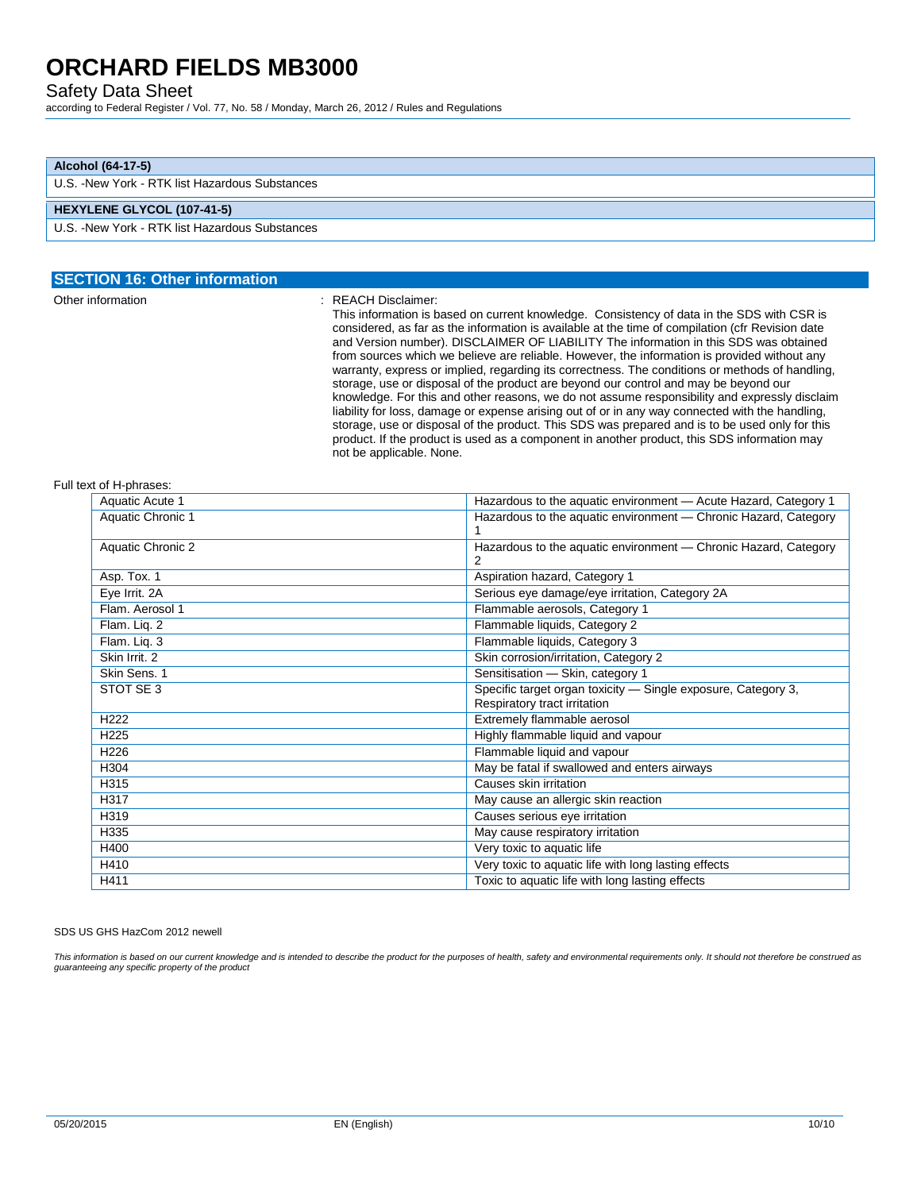| Alcohol (64-17-5) |
| --- |
| U.S. -New York - RTK list Hazardous Substances |

| HEXYLENE GLYCOL (107-41-5) |
| --- |
| U.S. -New York - RTK list Hazardous Substances |

## SECTION 16: Other information

Other information : REACH Disclaimer:
This information is based on current knowledge. Consistency of data in the SDS with CSR is considered, as far as the information is available at the time of compilation (cfr Revision date and Version number). DISCLAIMER OF LIABILITY The information in this SDS was obtained from sources which we believe are reliable. However, the information is provided without any warranty, express or implied, regarding its correctness. The conditions or methods of handling, storage, use or disposal of the product are beyond our control and may be beyond our knowledge. For this and other reasons, we do not assume responsibility and expressly disclaim liability for loss, damage or expense arising out of or in any way connected with the handling, storage, use or disposal of the product. This SDS was prepared and is to be used only for this product. If the product is used as a component in another product, this SDS information may not be applicable. None.

Full text of H-phrases:

| | |
| --- | --- |
| Aquatic Acute 1 | Hazardous to the aquatic environment — Acute Hazard, Category 1 |
| Aquatic Chronic 1 | Hazardous to the aquatic environment — Chronic Hazard, Category 1 |
| Aquatic Chronic 2 | Hazardous to the aquatic environment — Chronic Hazard, Category 2 |
| Asp. Tox. 1 | Aspiration hazard, Category 1 |
| Eye Irrit. 2A | Serious eye damage/eye irritation, Category 2A |
| Flam. Aerosol 1 | Flammable aerosols, Category 1 |
| Flam. Liq. 2 | Flammable liquids, Category 2 |
| Flam. Liq. 3 | Flammable liquids, Category 3 |
| Skin Irrit. 2 | Skin corrosion/irritation, Category 2 |
| Skin Sens. 1 | Sensitisation — Skin, category 1 |
| STOT SE 3 | Specific target organ toxicity — Single exposure, Category 3, Respiratory tract irritation |
| H222 | Extremely flammable aerosol |
| H225 | Highly flammable liquid and vapour |
| H226 | Flammable liquid and vapour |
| H304 | May be fatal if swallowed and enters airways |
| H315 | Causes skin irritation |
| H317 | May cause an allergic skin reaction |
| H319 | Causes serious eye irritation |
| H335 | May cause respiratory irritation |
| H400 | Very toxic to aquatic life |
| H410 | Very toxic to aquatic life with long lasting effects |
| H411 | Toxic to aquatic life with long lasting effects |

SDS US GHS HazCom 2012 newell

*This information is based on our current knowledge and is intended to describe the product for the purposes of health, safety and environmental requirements only. It should not therefore be construed as guaranteeing any specific property of the product*